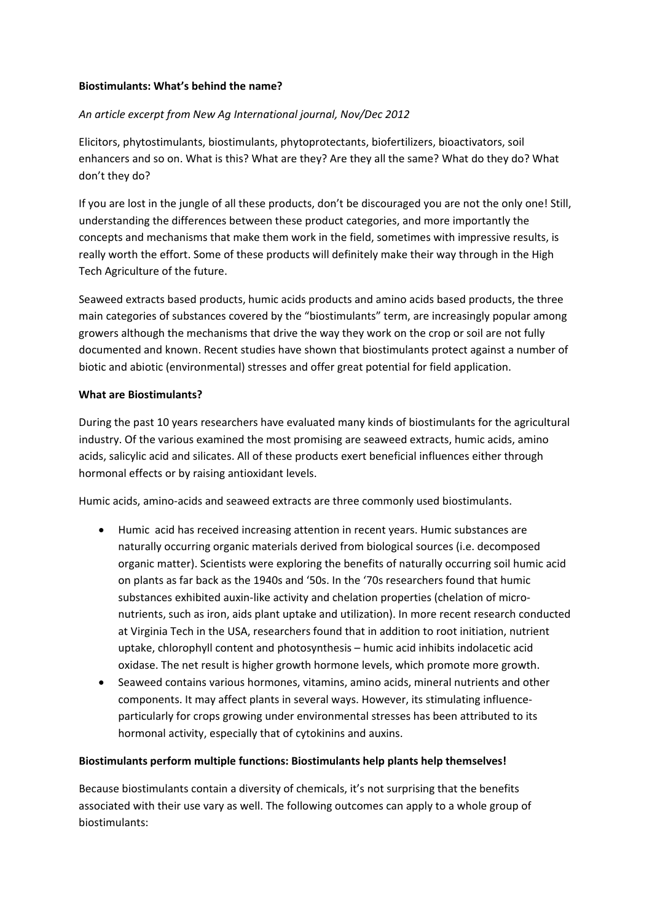**Biostimulants: What's behind the name?**

*An article excerpt from New Ag International journal, Nov/Dec 2012*

Elicitors, phytostimulants, biostimulants, phytoprotectants, biofertilizers, bioactivators, soil enhancers and so on. What is this? What are they? Are they all the same? What do they do? What don't they do?

If you are lost in the jungle of all these products, don't be discouraged you are not the only one! Still, understanding the differences between these product categories, and more importantly the concepts and mechanisms that make them work in the field, sometimes with impressive results, is really worth the effort. Some of these products will definitely make their way through in the High Tech Agriculture of the future.

Seaweed extracts based products, humic acids products and amino acids based products, the three main categories of substances covered by the "biostimulants" term, are increasingly popular among growers although the mechanisms that drive the way they work on the crop or soil are not fully documented and known. Recent studies have shown that biostimulants protect against a number of biotic and abiotic (environmental) stresses and offer great potential for field application.

**What are Biostimulants?**

During the past 10 years researchers have evaluated many kinds of biostimulants for the agricultural industry. Of the various examined the most promising are seaweed extracts, humic acids, amino acids, salicylic acid and silicates. All of these products exert beneficial influences either through hormonal effects or by raising antioxidant levels.

Humic acids, amino-acids and seaweed extracts are three commonly used biostimulants.

- Humic acid has received increasing attention in recent years. Humic substances are naturally occurring organic materials derived from biological sources (i.e. decomposed organic matter). Scientists were exploring the benefits of naturally occurring soil humic acid on plants as far back as the 1940s and '50s. In the '70s researchers found that humic substances exhibited auxin-like activity and chelation properties (chelation of micro-nutrients, such as iron, aids plant uptake and utilization). In more recent research conducted at Virginia Tech in the USA, researchers found that in addition to root initiation, nutrient uptake, chlorophyll content and photosynthesis – humic acid inhibits indolacetic acid oxidase. The net result is higher growth hormone levels, which promote more growth.
- Seaweed contains various hormones, vitamins, amino acids, mineral nutrients and other components. It may affect plants in several ways. However, its stimulating influence-particularly for crops growing under environmental stresses has been attributed to its hormonal activity, especially that of cytokinins and auxins.

**Biostimulants perform multiple functions: Biostimulants help plants help themselves!**

Because biostimulants contain a diversity of chemicals, it's not surprising that the benefits associated with their use vary as well. The following outcomes can apply to a whole group of biostimulants: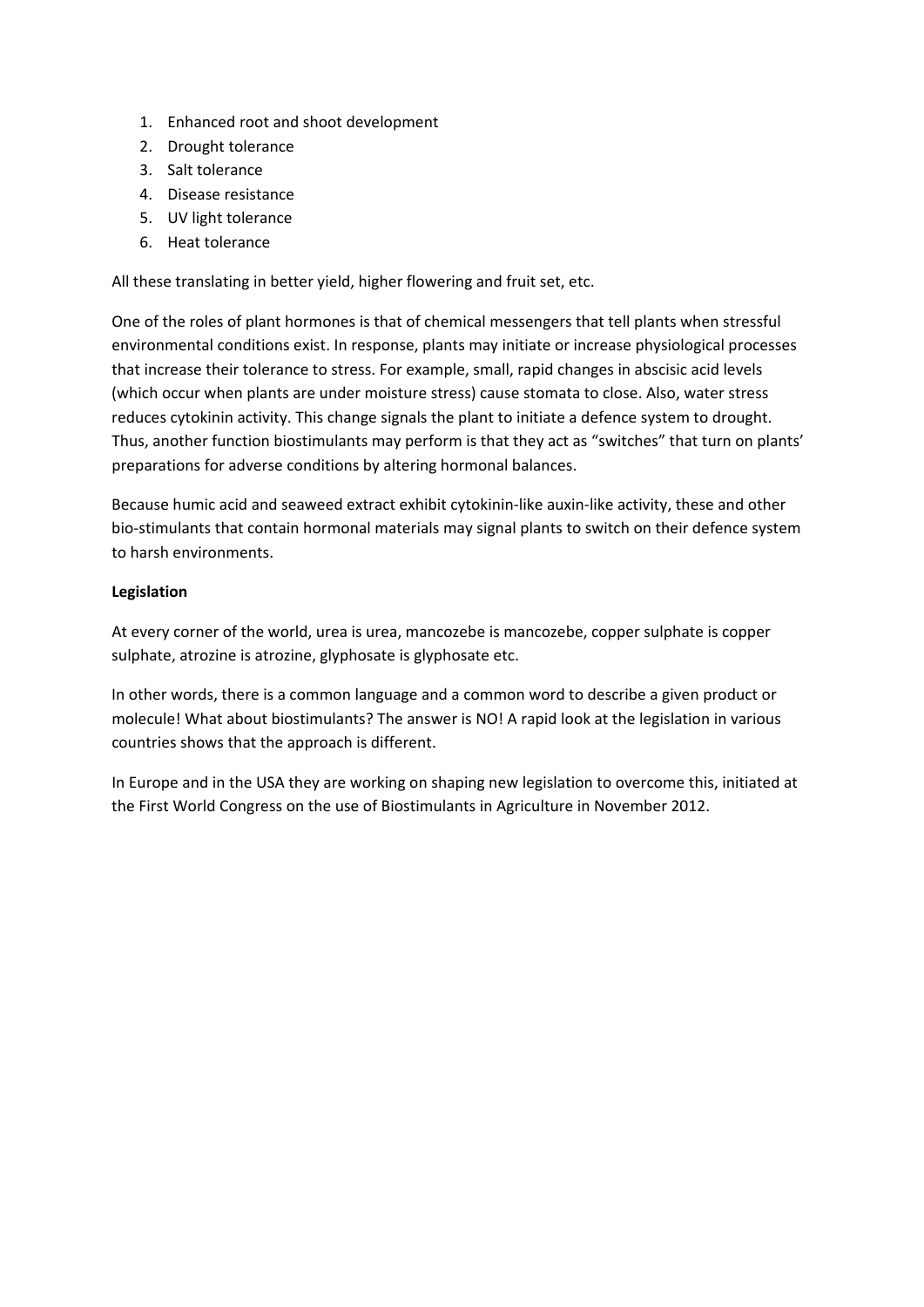1. Enhanced root and shoot development
2. Drought tolerance
3. Salt tolerance
4. Disease resistance
5. UV light tolerance
6. Heat tolerance

All these translating in better yield, higher flowering and fruit set, etc.

One of the roles of plant hormones is that of chemical messengers that tell plants when stressful environmental conditions exist. In response, plants may initiate or increase physiological processes that increase their tolerance to stress. For example, small, rapid changes in abscisic acid levels (which occur when plants are under moisture stress) cause stomata to close. Also, water stress reduces cytokinin activity. This change signals the plant to initiate a defence system to drought. Thus, another function biostimulants may perform is that they act as “switches” that turn on plants' preparations for adverse conditions by altering hormonal balances.

Because humic acid and seaweed extract exhibit cytokinin-like auxin-like activity, these and other bio-stimulants that contain hormonal materials may signal plants to switch on their defence system to harsh environments.

**Legislation**

At every corner of the world, urea is urea, mancozebe is mancozebe, copper sulphate is copper sulphate, atrozine is atrozine, glyphosate is glyphosate etc.

In other words, there is a common language and a common word to describe a given product or molecule! What about biostimulants? The answer is NO! A rapid look at the legislation in various countries shows that the approach is different.

In Europe and in the USA they are working on shaping new legislation to overcome this, initiated at the First World Congress on the use of Biostimulants in Agriculture in November 2012.